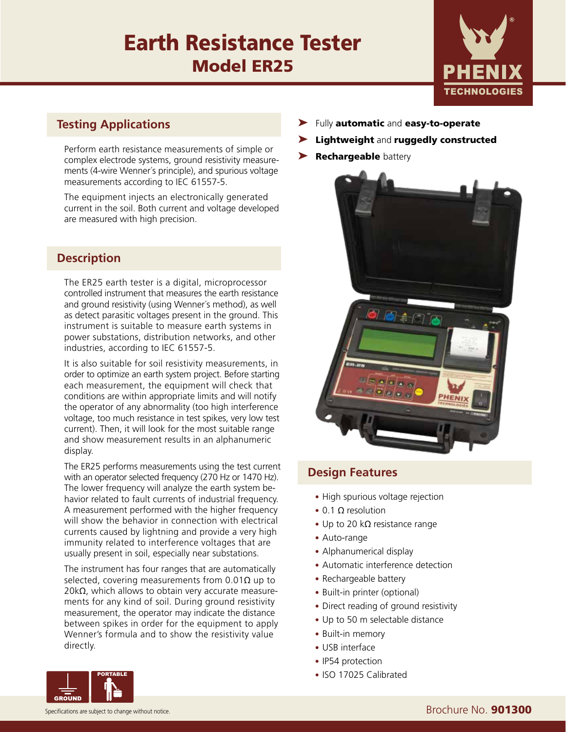# Earth Resistance Tester
## Model ER25

PHENIX TECHNOLOGIES

## Testing Applications

Perform earth resistance measurements of simple or complex electrode systems, ground resistivity measurements (4-wire Wenner´s principle), and spurious voltage measurements according to IEC 61557-5.

The equipment injects an electronically generated current in the soil. Both current and voltage developed are measured with high precision.

## Description

The ER25 earth tester is a digital, microprocessor controlled instrument that measures the earth resistance and ground resistivity (using Wenner´s method), as well as detect parasitic voltages present in the ground. This instrument is suitable to measure earth systems in power substations, distribution networks, and other industries, according to IEC 61557-5.

It is also suitable for soil resistivity measurements, in order to optimize an earth system project. Before starting each measurement, the equipment will check that conditions are within appropriate limits and will notify the operator of any abnormality (too high interference voltage, too much resistance in test spikes, very low test current). Then, it will look for the most suitable range and show measurement results in an alphanumeric display.

The ER25 performs measurements using the test current with an operator selected frequency (270 Hz or 1470 Hz). The lower frequency will analyze the earth system behavior related to fault currents of industrial frequency. A measurement performed with the higher frequency will show the behavior in connection with electrical currents caused by lightning and provide a very high immunity related to interference voltages that are usually present in soil, especially near substations.

The instrument has four ranges that are automatically selected, covering measurements from 0.01Ω up to 20kΩ, which allows to obtain very accurate measurements for any kind of soil. During ground resistivity measurement, the operator may indicate the distance between spikes in order for the equipment to apply Wenner's formula and to show the resistivity value directly.

- Fully **automatic** and **easy-to-operate**
- **Lightweight** and **ruggedly constructed**
- **Rechargeable** battery

## Design Features

- High spurious voltage rejection
- 0.1 Ω resolution
- Up to 20 kΩ resistance range
- Auto-range
- Alphanumerical display
- Automatic interference detection
- Rechargeable battery
- Built-in printer (optional)
- Direct reading of ground resistivity
- Up to 50 m selectable distance
- Built-in memory
- USB interface
- IP54 protection
- ISO 17025 Calibrated

GROUND | PORTABLE

Specifications are subject to change without notice.

Brochure No. **901300**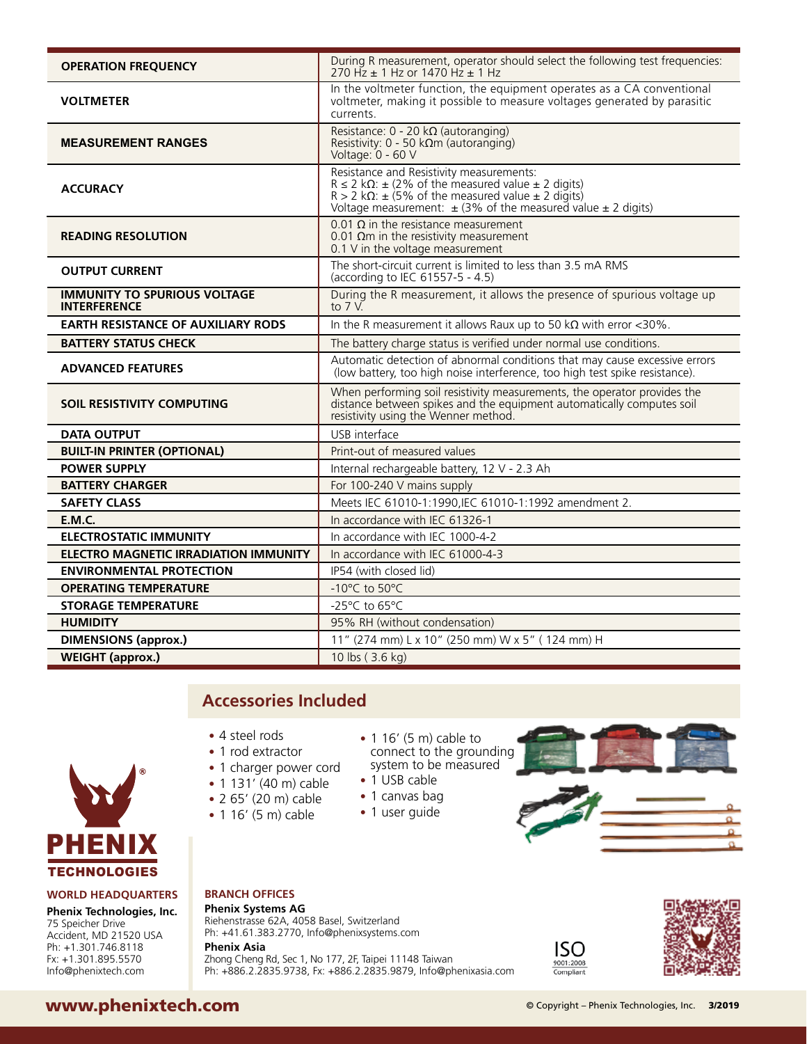| | |
|---|---|
| **OPERATION FREQUENCY** | During R measurement, operator should select the following test frequencies: 270 Hz ± 1 Hz or 1470 Hz ± 1 Hz |
| **VOLTMETER** | In the voltmeter function, the equipment operates as a CA conventional voltmeter, making it possible to measure voltages generated by parasitic currents. |
| **MEASUREMENT RANGES** | Resistance: 0 - 20 kΩ (autoranging)<br>Resistivity: 0 - 50 kΩm (autoranging)<br>Voltage: 0 - 60 V |
| **ACCURACY** | Resistance and Resistivity measurements:<br>R ≤ 2 kΩ: ± (2% of the measured value ± 2 digits)<br>R > 2 kΩ: ± (5% of the measured value ± 2 digits)<br>Voltage measurement: ± (3% of the measured value ± 2 digits) |
| **READING RESOLUTION** | 0.01 Ω in the resistance measurement<br>0.01 Ωm in the resistivity measurement<br>0.1 V in the voltage measurement |
| **OUTPUT CURRENT** | The short-circuit current is limited to less than 3.5 mA RMS (according to IEC 61557-5 - 4.5) |
| **IMMUNITY TO SPURIOUS VOLTAGE INTERFERENCE** | During the R measurement, it allows the presence of spurious voltage up to 7 V. |
| **EARTH RESISTANCE OF AUXILIARY RODS** | In the R measurement it allows Raux up to 50 kΩ with error <30%. |
| **BATTERY STATUS CHECK** | The battery charge status is verified under normal use conditions. |
| **ADVANCED FEATURES** | Automatic detection of abnormal conditions that may cause excessive errors (low battery, too high noise interference, too high test spike resistance). |
| **SOIL RESISTIVITY COMPUTING** | When performing soil resistivity measurements, the operator provides the distance between spikes and the equipment automatically computes soil resistivity using the Wenner method. |
| **DATA OUTPUT** | USB interface |
| **BUILT-IN PRINTER (OPTIONAL)** | Print-out of measured values |
| **POWER SUPPLY** | Internal rechargeable battery, 12 V - 2.3 Ah |
| **BATTERY CHARGER** | For 100-240 V mains supply |
| **SAFETY CLASS** | Meets IEC 61010-1:1990,IEC 61010-1:1992 amendment 2. |
| **E.M.C.** | In accordance with IEC 61326-1 |
| **ELECTROSTATIC IMMUNITY** | In accordance with IEC 1000-4-2 |
| **ELECTRO MAGNETIC IRRADIATION IMMUNITY** | In accordance with IEC 61000-4-3 |
| **ENVIRONMENTAL PROTECTION** | IP54 (with closed lid) |
| **OPERATING TEMPERATURE** | -10°C to 50°C |
| **STORAGE TEMPERATURE** | -25°C to 65°C |
| **HUMIDITY** | 95% RH (without condensation) |
| **DIMENSIONS (approx.)** | 11" (274 mm) L x 10" (250 mm) W x 5" ( 124 mm) H |
| **WEIGHT (approx.)** | 10 lbs ( 3.6 kg) |

## Accessories Included

- 4 steel rods
- 1 rod extractor
- 1 charger power cord
- 1 131' (40 m) cable
- 2 65' (20 m) cable
- 1 16' (5 m) cable
- 1 16' (5 m) cable to connect to the grounding system to be measured
- 1 USB cable
- 1 canvas bag
- 1 user guide

PHENIX TECHNOLOGIES

**WORLD HEADQUARTERS**

**Phenix Technologies, Inc.**
75 Speicher Drive
Accident, MD 21520 USA
Ph: +1.301.746.8118
Fx: +1.301.895.5570
Info@phenixtech.com

**BRANCH OFFICES**

**Phenix Systems AG**
Riehenstrasse 62A, 4058 Basel, Switzerland
Ph: +41.61.383.2770, Info@phenixsystems.com

**Phenix Asia**
Zhong Cheng Rd, Sec 1, No 177, 2F, Taipei 11148 Taiwan
Ph: +886.2.2835.9738, Fx: +886.2.2835.9879, Info@phenixasia.com

ISO 9001:2008 Compliant

**www.phenixtech.com**

© Copyright – Phenix Technologies, Inc. **3/2019**